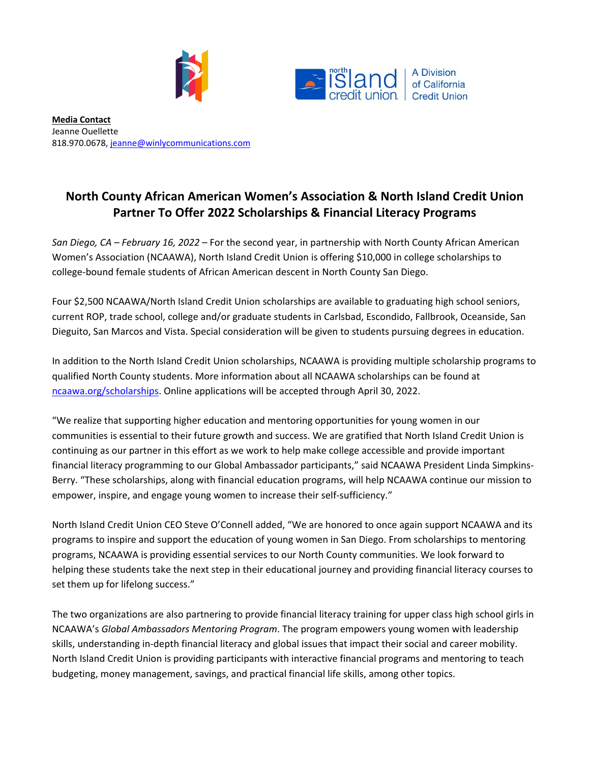**Media Contact**
Jeanne Ouellette
818.970.0678, jeanne@winlycommunications.com

# North County African American Women's Association & North Island Credit Union Partner To Offer 2022 Scholarships & Financial Literacy Programs

*San Diego, CA – February 16, 2022* – For the second year, in partnership with North County African American Women's Association (NCAAWA), North Island Credit Union is offering $10,000 in college scholarships to college-bound female students of African American descent in North County San Diego.

Four $2,500 NCAAWA/North Island Credit Union scholarships are available to graduating high school seniors, current ROP, trade school, college and/or graduate students in Carlsbad, Escondido, Fallbrook, Oceanside, San Dieguito, San Marcos and Vista. Special consideration will be given to students pursuing degrees in education.

In addition to the North Island Credit Union scholarships, NCAAWA is providing multiple scholarship programs to qualified North County students. More information about all NCAAWA scholarships can be found at ncaawa.org/scholarships. Online applications will be accepted through April 30, 2022.

"We realize that supporting higher education and mentoring opportunities for young women in our communities is essential to their future growth and success. We are gratified that North Island Credit Union is continuing as our partner in this effort as we work to help make college accessible and provide important financial literacy programming to our Global Ambassador participants," said NCAAWA President Linda Simpkins-Berry. "These scholarships, along with financial education programs, will help NCAAWA continue our mission to empower, inspire, and engage young women to increase their self-sufficiency."

North Island Credit Union CEO Steve O'Connell added, "We are honored to once again support NCAAWA and its programs to inspire and support the education of young women in San Diego. From scholarships to mentoring programs, NCAAWA is providing essential services to our North County communities. We look forward to helping these students take the next step in their educational journey and providing financial literacy courses to set them up for lifelong success."

The two organizations are also partnering to provide financial literacy training for upper class high school girls in NCAAWA's *Global Ambassadors Mentoring Program*. The program empowers young women with leadership skills, understanding in-depth financial literacy and global issues that impact their social and career mobility. North Island Credit Union is providing participants with interactive financial programs and mentoring to teach budgeting, money management, savings, and practical financial life skills, among other topics.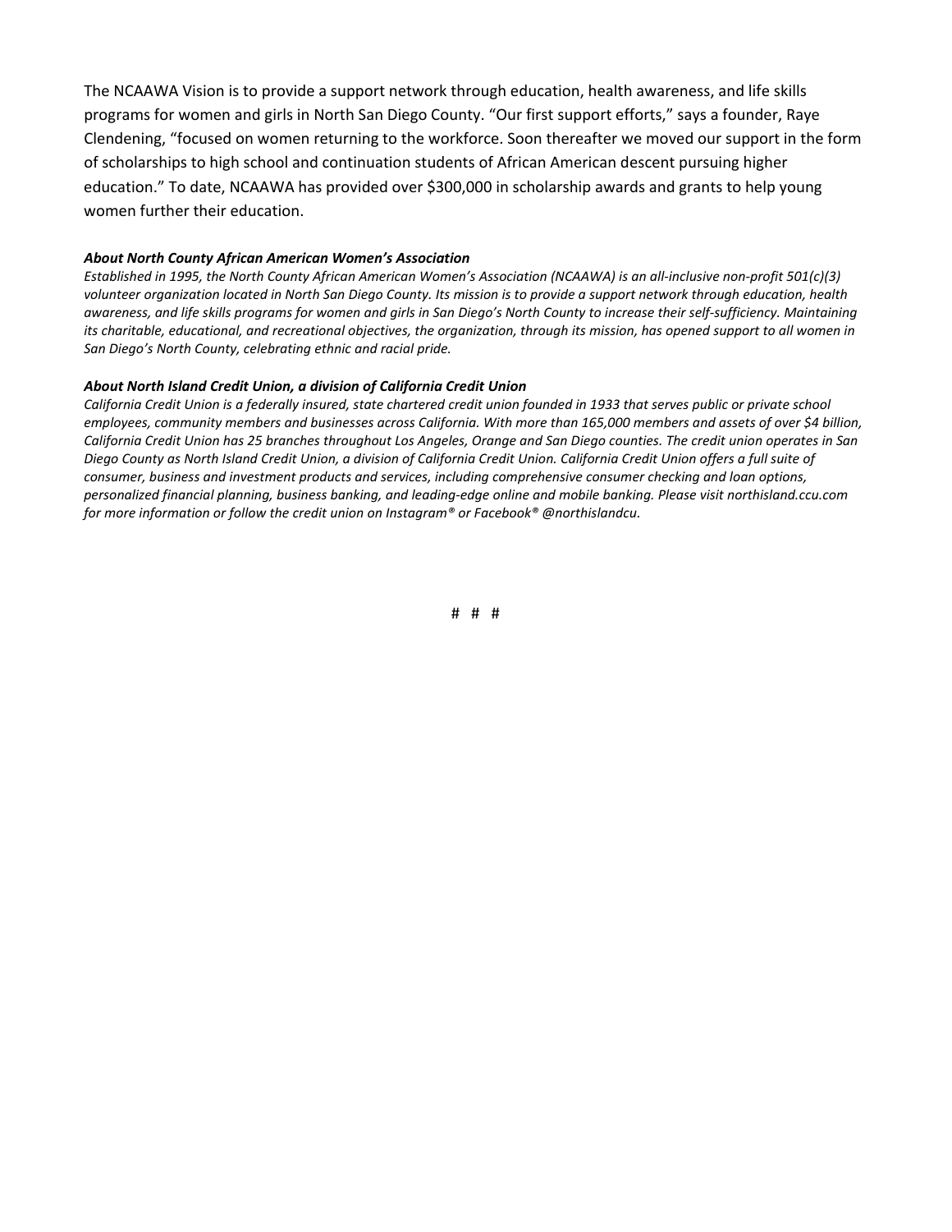The NCAAWA Vision is to provide a support network through education, health awareness, and life skills programs for women and girls in North San Diego County. "Our first support efforts," says a founder, Raye Clendening, "focused on women returning to the workforce. Soon thereafter we moved our support in the form of scholarships to high school and continuation students of African American descent pursuing higher education." To date, NCAAWA has provided over $300,000 in scholarship awards and grants to help young women further their education.

***About North County African American Women's Association***

*Established in 1995, the North County African American Women's Association (NCAAWA) is an all-inclusive non-profit 501(c)(3) volunteer organization located in North San Diego County. Its mission is to provide a support network through education, health awareness, and life skills programs for women and girls in San Diego's North County to increase their self-sufficiency. Maintaining its charitable, educational, and recreational objectives, the organization, through its mission, has opened support to all women in San Diego's North County, celebrating ethnic and racial pride.*

***About North Island Credit Union, a division of California Credit Union***

*California Credit Union is a federally insured, state chartered credit union founded in 1933 that serves public or private school employees, community members and businesses across California. With more than 165,000 members and assets of over $4 billion, California Credit Union has 25 branches throughout Los Angeles, Orange and San Diego counties. The credit union operates in San Diego County as North Island Credit Union, a division of California Credit Union. California Credit Union offers a full suite of consumer, business and investment products and services, including comprehensive consumer checking and loan options, personalized financial planning, business banking, and leading-edge online and mobile banking. Please visit northisland.ccu.com for more information or follow the credit union on Instagram® or Facebook® @northislandcu.*

# # #